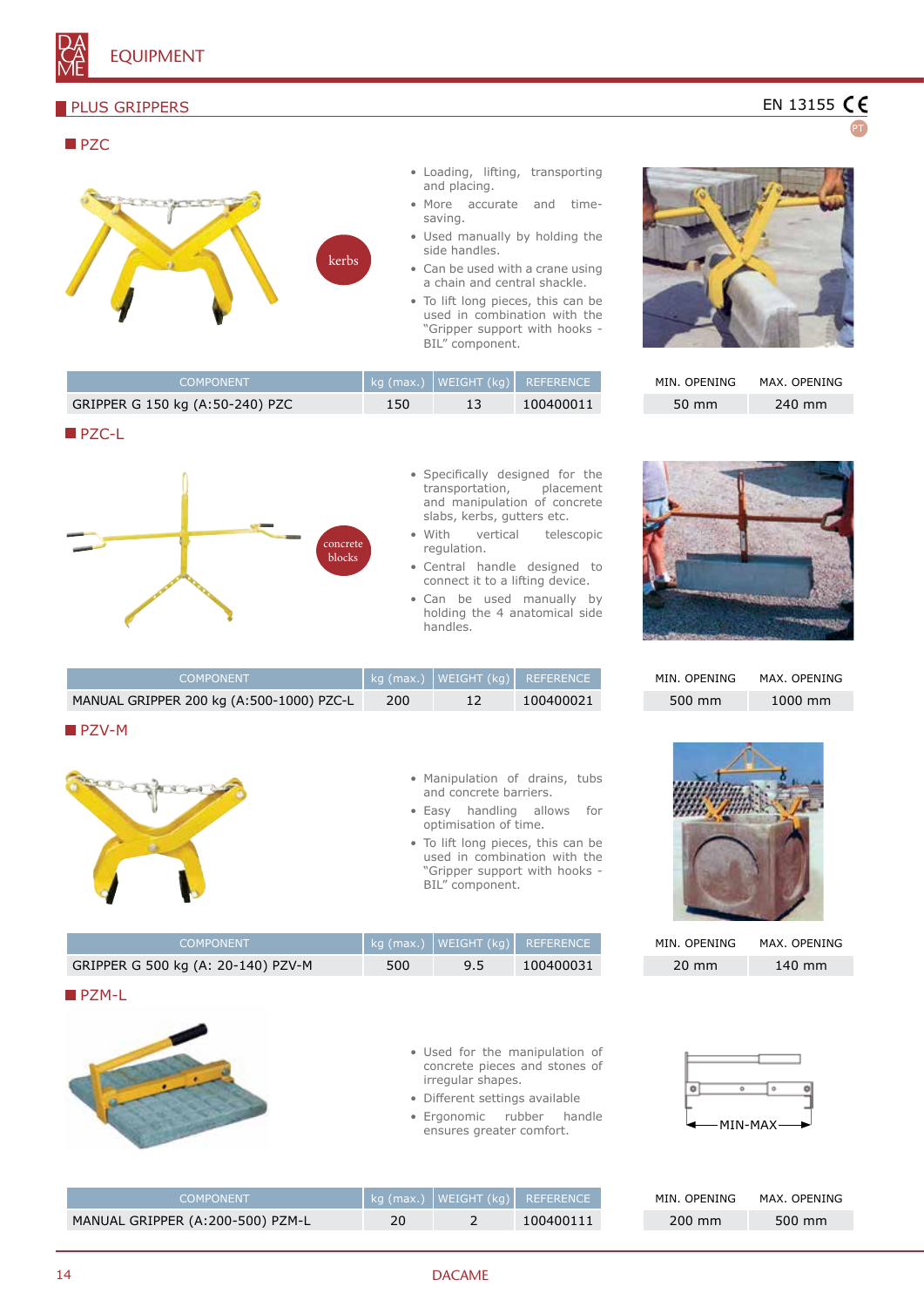# EQUIPMENT

## PLUS GRIPPERS

EN 13155 CE

### PZC

kerbs

- Loading, lifting, transporting and placing.
- More accurate and time-saving.
- Used manually by holding the side handles.
- Can be used with a crane using a chain and central shackle.
- To lift long pieces, this can be used in combination with the "Gripper support with hooks - BIL" component.

| COMPONENT | kg (max.) | WEIGHT (kg) | REFERENCE | MIN. OPENING | MAX. OPENING |
|---|---|---|---|---|---|
| GRIPPER G 150 kg (A:50-240) PZC | 150 | 13 | 100400011 | 50 mm | 240 mm |

### PZC-L

concrete blocks

- Specifically designed for the transportation, placement and manipulation of concrete slabs, kerbs, gutters etc.
- With vertical telescopic regulation.
- Central handle designed to connect it to a lifting device.
- Can be used manually by holding the 4 anatomical side handles.

| COMPONENT | kg (max.) | WEIGHT (kg) | REFERENCE | MIN. OPENING | MAX. OPENING |
|---|---|---|---|---|---|
| MANUAL GRIPPER 200 kg (A:500-1000) PZC-L | 200 | 12 | 100400021 | 500 mm | 1000 mm |

### PZV-M

- Manipulation of drains, tubs and concrete barriers.
- Easy handling allows for optimisation of time.
- To lift long pieces, this can be used in combination with the "Gripper support with hooks - BIL" component.

| COMPONENT | kg (max.) | WEIGHT (kg) | REFERENCE | MIN. OPENING | MAX. OPENING |
|---|---|---|---|---|---|
| GRIPPER G 500 kg (A: 20-140) PZV-M | 500 | 9.5 | 100400031 | 20 mm | 140 mm |

### PZM-L

- Used for the manipulation of concrete pieces and stones of irregular shapes.
- Different settings available
- Ergonomic rubber handle ensures greater comfort.

MIN-MAX

| COMPONENT | kg (max.) | WEIGHT (kg) | REFERENCE | MIN. OPENING | MAX. OPENING |
|---|---|---|---|---|---|
| MANUAL GRIPPER (A:200-500) PZM-L | 20 | 2 | 100400111 | 200 mm | 500 mm |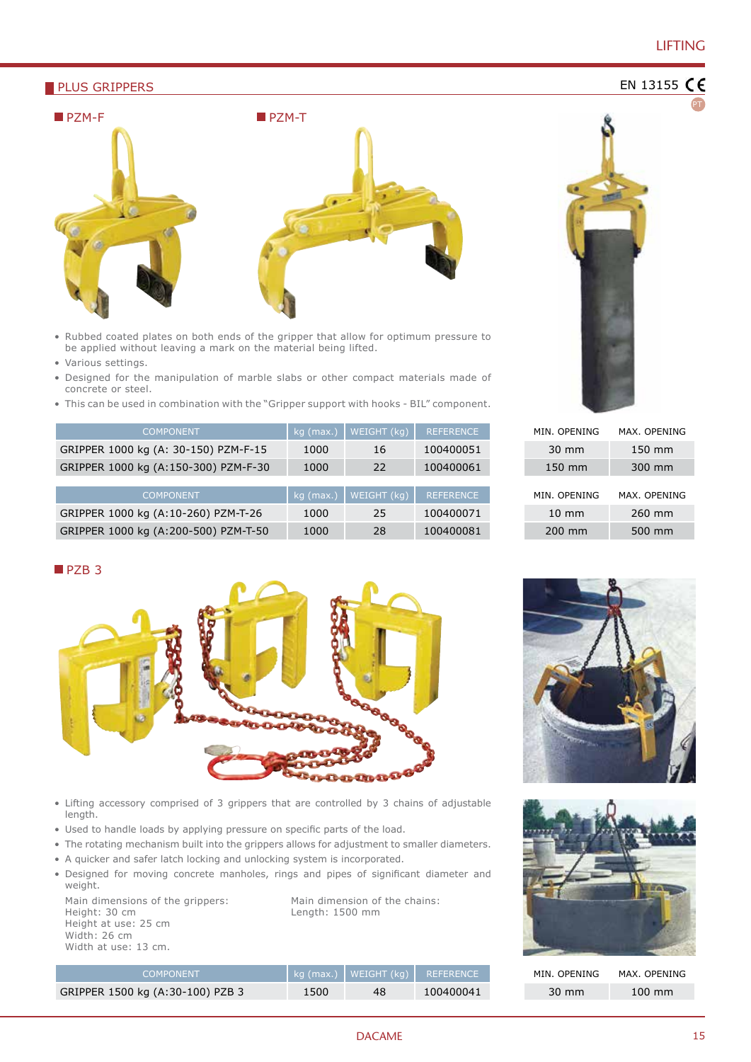## PLUS GRIPPERS

EN 13155 CE

### PZM-F

### PZM-T

- Rubbed coated plates on both ends of the gripper that allow for optimum pressure to be applied without leaving a mark on the material being lifted.
- Various settings.
- Designed for the manipulation of marble slabs or other compact materials made of concrete or steel.
- This can be used in combination with the "Gripper support with hooks - BIL" component.

| COMPONENT | kg (max.) | WEIGHT (kg) | REFERENCE | MIN. OPENING | MAX. OPENING |
|---|---|---|---|---|---|
| GRIPPER 1000 kg (A: 30-150) PZM-F-15 | 1000 | 16 | 100400051 | 30 mm | 150 mm |
| GRIPPER 1000 kg (A:150-300) PZM-F-30 | 1000 | 22 | 100400061 | 150 mm | 300 mm |

| COMPONENT | kg (max.) | WEIGHT (kg) | REFERENCE | MIN. OPENING | MAX. OPENING |
|---|---|---|---|---|---|
| GRIPPER 1000 kg (A:10-260) PZM-T-26 | 1000 | 25 | 100400071 | 10 mm | 260 mm |
| GRIPPER 1000 kg (A:200-500) PZM-T-50 | 1000 | 28 | 100400081 | 200 mm | 500 mm |

### PZB 3

- Lifting accessory comprised of 3 grippers that are controlled by 3 chains of adjustable length.
- Used to handle loads by applying pressure on specific parts of the load.
- The rotating mechanism built into the grippers allows for adjustment to smaller diameters.
- A quicker and safer latch locking and unlocking system is incorporated.
- Designed for moving concrete manholes, rings and pipes of significant diameter and weight.

Main dimensions of the grippers:
Height: 30 cm
Height at use: 25 cm
Width: 26 cm
Width at use: 13 cm.

Main dimension of the chains:
Length: 1500 mm

| COMPONENT | kg (max.) | WEIGHT (kg) | REFERENCE | MIN. OPENING | MAX. OPENING |
|---|---|---|---|---|---|
| GRIPPER 1500 kg (A:30-100) PZB 3 | 1500 | 48 | 100400041 | 30 mm | 100 mm |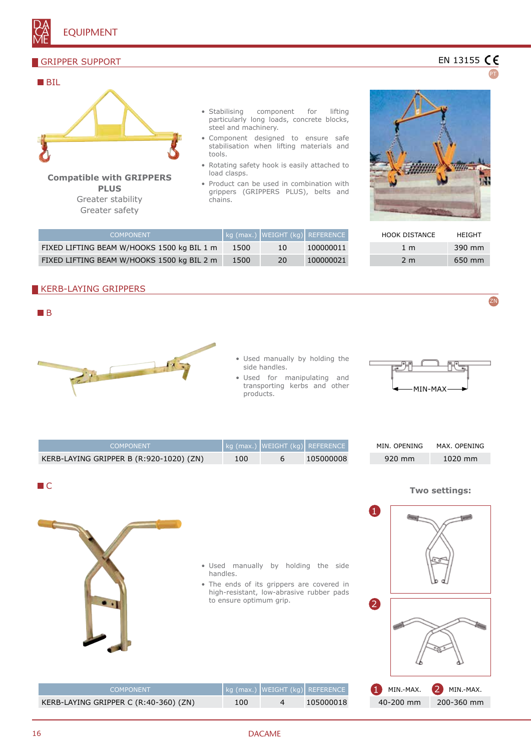# EQUIPMENT

## GRIPPER SUPPORT

EN 13155 CE

PT

### BIL

**Compatible with GRIPPERS PLUS**
Greater stability
Greater safety

- Stabilising component for lifting particularly long loads, concrete blocks, steel and machinery.
- Component designed to ensure safe stabilisation when lifting materials and tools.
- Rotating safety hook is easily attached to load clasps.
- Product can be used in combination with grippers (GRIPPERS PLUS), belts and chains.

| COMPONENT | kg (max.) | WEIGHT (kg) | REFERENCE | HOOK DISTANCE | HEIGHT |
|---|---|---|---|---|---|
| FIXED LIFTING BEAM W/HOOKS 1500 kg BIL 1 m | 1500 | 10 | 100000011 | 1 m | 390 mm |
| FIXED LIFTING BEAM W/HOOKS 1500 kg BIL 2 m | 1500 | 20 | 100000021 | 2 m | 650 mm |

## KERB-LAYING GRIPPERS

ZN

### B

- Used manually by holding the side handles.
- Used for manipulating and transporting kerbs and other products.

MIN-MAX

| COMPONENT | kg (max.) | WEIGHT (kg) | REFERENCE | MIN. OPENING | MAX. OPENING |
|---|---|---|---|---|---|
| KERB-LAYING GRIPPER B (R:920-1020) (ZN) | 100 | 6 | 105000008 | 920 mm | 1020 mm |

### C

- Used manually by holding the side handles.
- The ends of its grippers are covered in high-resistant, low-abrasive rubber pads to ensure optimum grip.

**Two settings:**

1

2

| COMPONENT | kg (max.) | WEIGHT (kg) | REFERENCE | 1 MIN.-MAX. | 2 MIN.-MAX. |
|---|---|---|---|---|---|
| KERB-LAYING GRIPPER C (R:40-360) (ZN) | 100 | 4 | 105000018 | 40-200 mm | 200-360 mm |